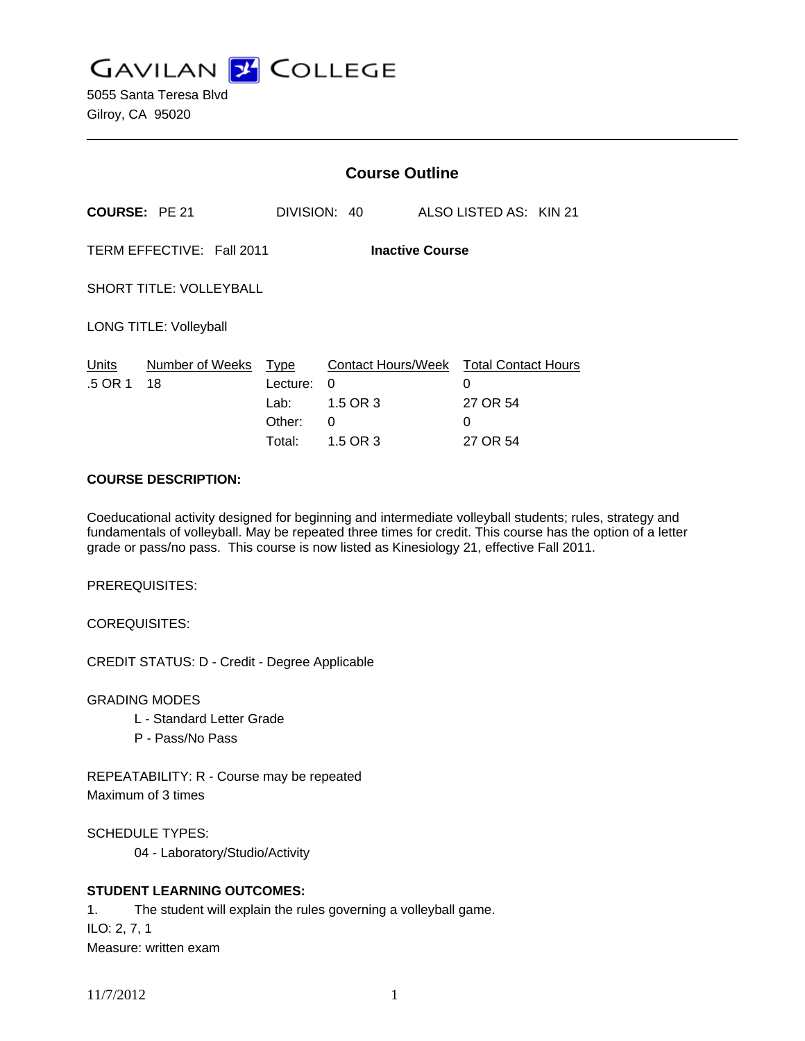# GAVILAN COLLEGE

5055 Santa Teresa Blvd
Gilroy, CA 95020

---

## Course Outline

**COURSE:** PE 21 DIVISION: 40 ALSO LISTED AS: KIN 21

TERM EFFECTIVE: Fall 2011 **Inactive Course**

SHORT TITLE: VOLLEYBALL

LONG TITLE: Volleyball

| Units | Number of Weeks | Type | Contact Hours/Week | Total Contact Hours |
|---|---|---|---|---|
| .5 OR 1 | 18 | Lecture: | 0 | 0 |
| | | Lab: | 1.5 OR 3 | 27 OR 54 |
| | | Other: | 0 | 0 |
| | | Total: | 1.5 OR 3 | 27 OR 54 |

**COURSE DESCRIPTION:**

Coeducational activity designed for beginning and intermediate volleyball students; rules, strategy and fundamentals of volleyball. May be repeated three times for credit. This course has the option of a letter grade or pass/no pass. This course is now listed as Kinesiology 21, effective Fall 2011.

PREREQUISITES:

COREQUISITES:

CREDIT STATUS: D - Credit - Degree Applicable

GRADING MODES
- L - Standard Letter Grade
- P - Pass/No Pass

REPEATABILITY: R - Course may be repeated
Maximum of 3 times

SCHEDULE TYPES:
- 04 - Laboratory/Studio/Activity

**STUDENT LEARNING OUTCOMES:**

1. The student will explain the rules governing a volleyball game.
ILO: 2, 7, 1
Measure: written exam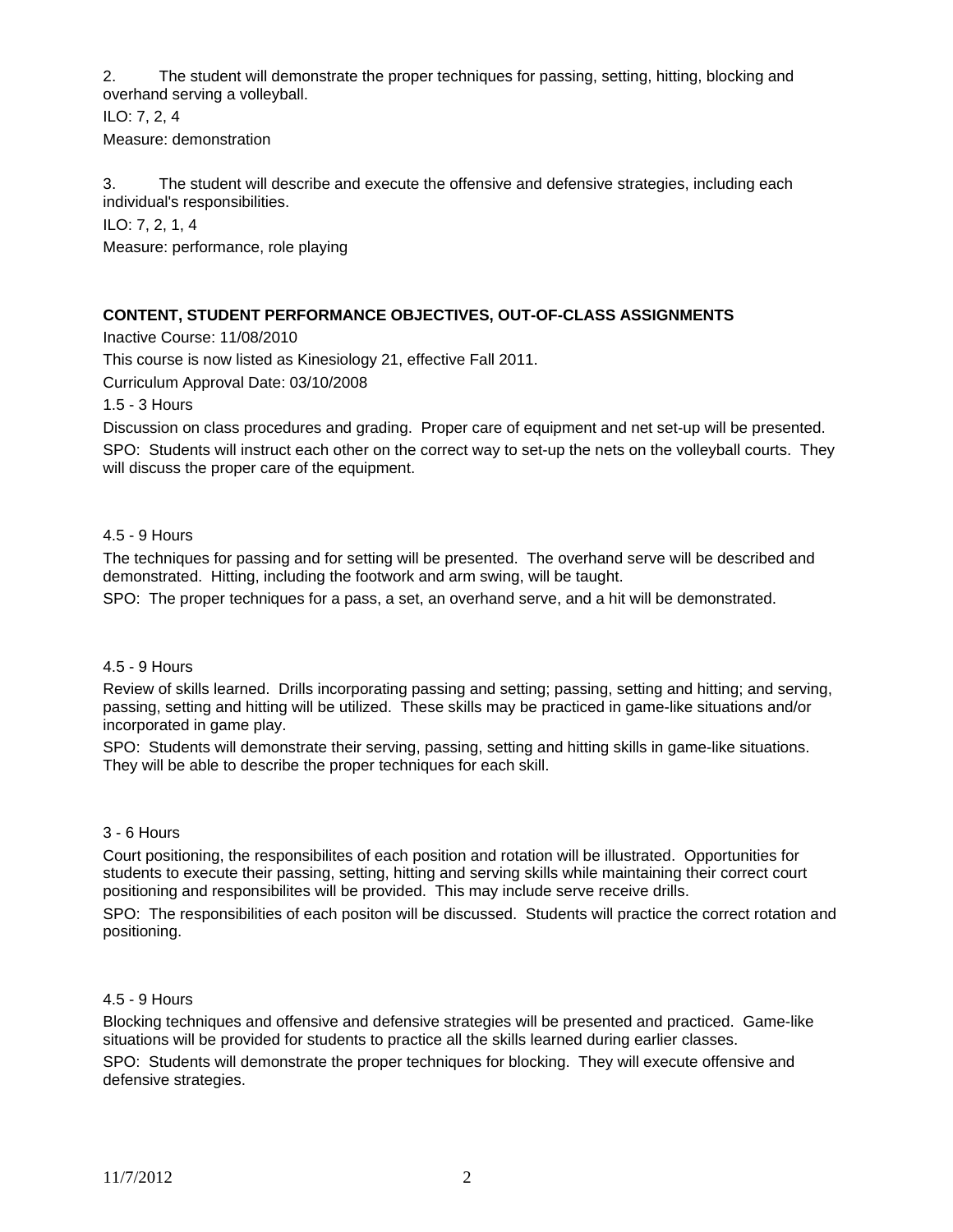2. The student will demonstrate the proper techniques for passing, setting, hitting, blocking and overhand serving a volleyball.

ILO: 7, 2, 4

Measure: demonstration

3. The student will describe and execute the offensive and defensive strategies, including each individual's responsibilities.

ILO: 7, 2, 1, 4

Measure: performance, role playing

**CONTENT, STUDENT PERFORMANCE OBJECTIVES, OUT-OF-CLASS ASSIGNMENTS**

Inactive Course: 11/08/2010

This course is now listed as Kinesiology 21, effective Fall 2011.

Curriculum Approval Date: 03/10/2008

1.5 - 3 Hours

Discussion on class procedures and grading. Proper care of equipment and net set-up will be presented.

SPO: Students will instruct each other on the correct way to set-up the nets on the volleyball courts. They will discuss the proper care of the equipment.

4.5 - 9 Hours

The techniques for passing and for setting will be presented. The overhand serve will be described and demonstrated. Hitting, including the footwork and arm swing, will be taught.

SPO: The proper techniques for a pass, a set, an overhand serve, and a hit will be demonstrated.

4.5 - 9 Hours

Review of skills learned. Drills incorporating passing and setting; passing, setting and hitting; and serving, passing, setting and hitting will be utilized. These skills may be practiced in game-like situations and/or incorporated in game play.

SPO: Students will demonstrate their serving, passing, setting and hitting skills in game-like situations. They will be able to describe the proper techniques for each skill.

3 - 6 Hours

Court positioning, the responsibilites of each position and rotation will be illustrated. Opportunities for students to execute their passing, setting, hitting and serving skills while maintaining their correct court positioning and responsibilites will be provided. This may include serve receive drills.

SPO: The responsibilities of each positon will be discussed. Students will practice the correct rotation and positioning.

4.5 - 9 Hours

Blocking techniques and offensive and defensive strategies will be presented and practiced. Game-like situations will be provided for students to practice all the skills learned during earlier classes.

SPO: Students will demonstrate the proper techniques for blocking. They will execute offensive and defensive strategies.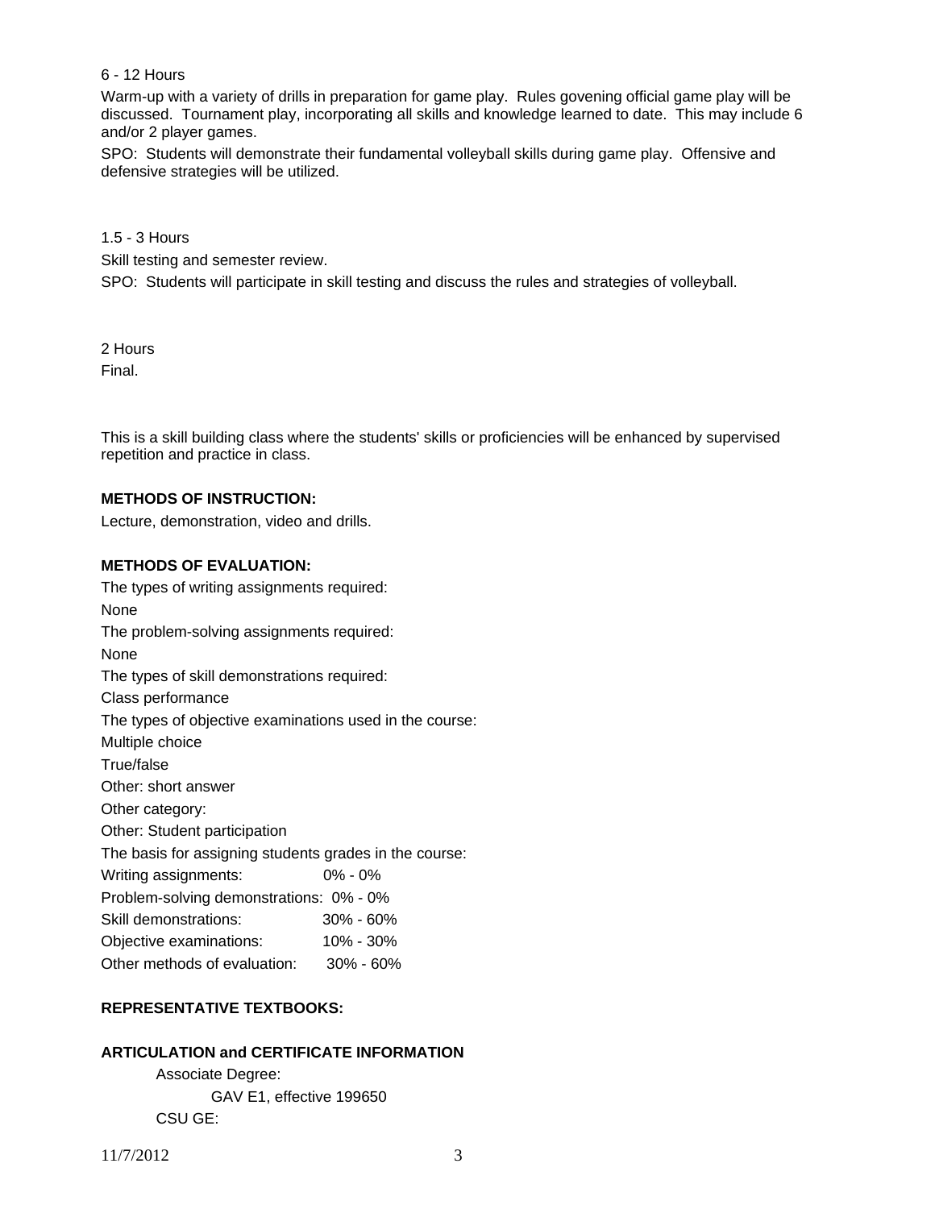6 - 12 Hours

Warm-up with a variety of drills in preparation for game play. Rules govening official game play will be discussed. Tournament play, incorporating all skills and knowledge learned to date. This may include 6 and/or 2 player games.

SPO: Students will demonstrate their fundamental volleyball skills during game play. Offensive and defensive strategies will be utilized.

1.5 - 3 Hours

Skill testing and semester review.

SPO: Students will participate in skill testing and discuss the rules and strategies of volleyball.

2 Hours

Final.

This is a skill building class where the students' skills or proficiencies will be enhanced by supervised repetition and practice in class.

**METHODS OF INSTRUCTION:**

Lecture, demonstration, video and drills.

**METHODS OF EVALUATION:**

The types of writing assignments required:

None

The problem-solving assignments required:

None

The types of skill demonstrations required:

Class performance

The types of objective examinations used in the course:

Multiple choice

True/false

Other: short answer

Other category:

Other: Student participation

The basis for assigning students grades in the course:

Writing assignments: 0% - 0%

Problem-solving demonstrations: 0% - 0%

Skill demonstrations: 30% - 60%

Objective examinations: 10% - 30%

Other methods of evaluation: 30% - 60%

**REPRESENTATIVE TEXTBOOKS:**

**ARTICULATION and CERTIFICATE INFORMATION**

Associate Degree:

GAV E1, effective 199650

CSU GE: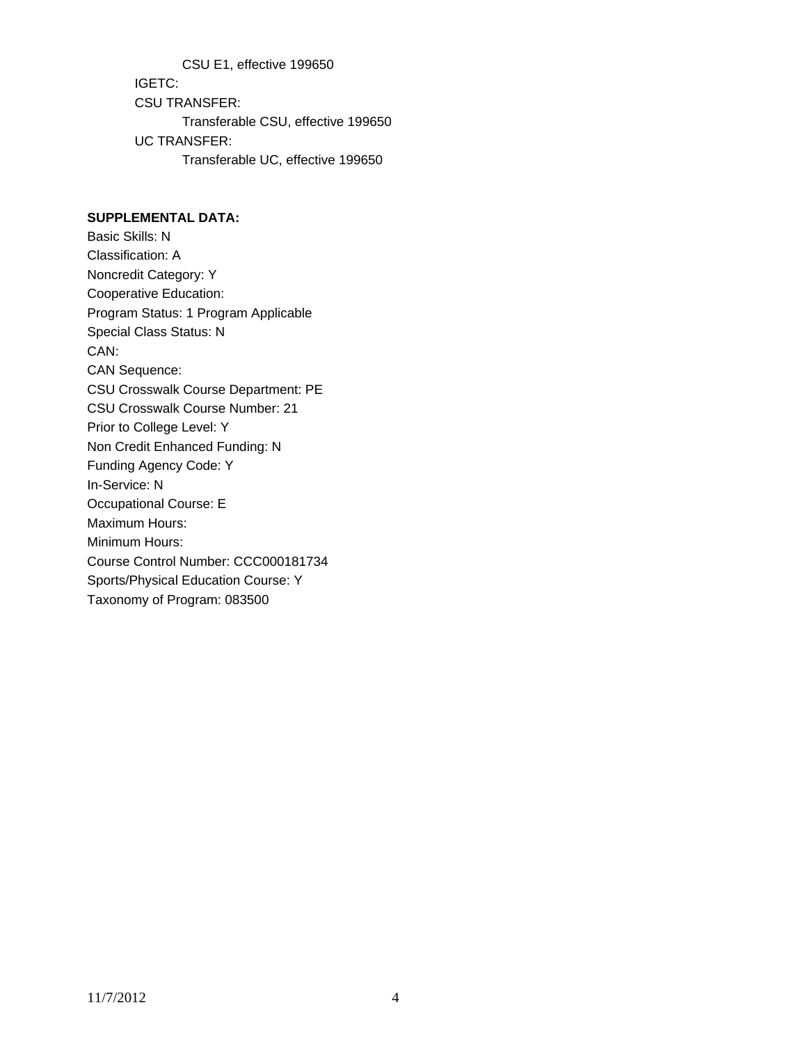CSU E1, effective 199650

IGETC:

CSU TRANSFER:

Transferable CSU, effective 199650

UC TRANSFER:

Transferable UC, effective 199650

**SUPPLEMENTAL DATA:**

Basic Skills: N
Classification: A
Noncredit Category: Y
Cooperative Education:
Program Status: 1 Program Applicable
Special Class Status: N
CAN:
CAN Sequence:
CSU Crosswalk Course Department: PE
CSU Crosswalk Course Number: 21
Prior to College Level: Y
Non Credit Enhanced Funding: N
Funding Agency Code: Y
In-Service: N
Occupational Course: E
Maximum Hours:
Minimum Hours:
Course Control Number: CCC000181734
Sports/Physical Education Course: Y
Taxonomy of Program: 083500